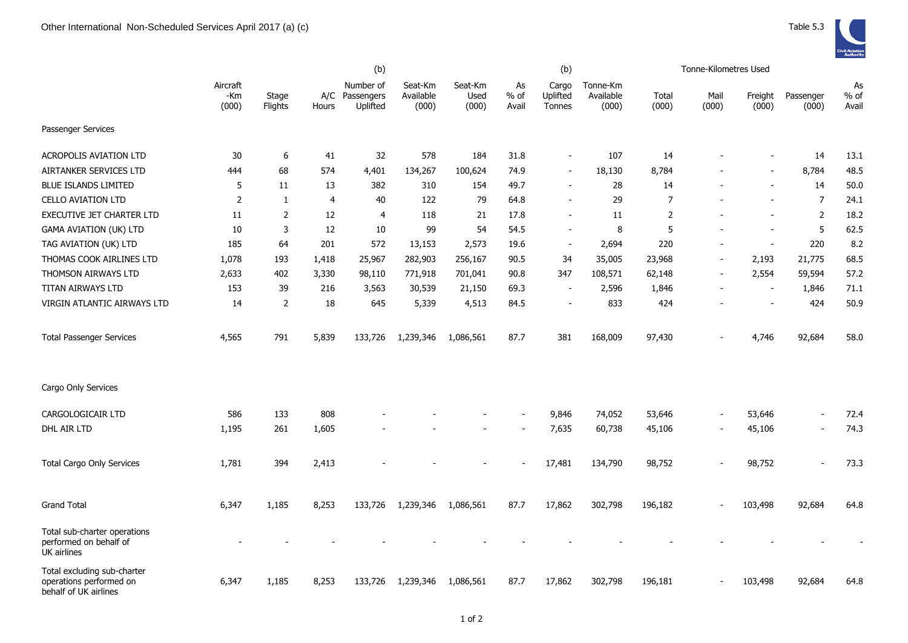# Other International Non-Scheduled Services April 2017 (a) (c)

Table 5.3

| | Aircraft -Km (000) | Stage Flights | A/C Hours | (b) Number of Passengers Uplifted | Seat-Km Available (000) | Seat-Km Used (000) | As % of Avail | (b) Cargo Uplifted Tonnes | Tonne-Km Available (000) | Tonne-Kilometres Used Total (000) | Mail (000) | Freight (000) | Passenger (000) | As % of Avail |
|---|---|---|---|---|---|---|---|---|---|---|---|---|---|---|
| **Passenger Services** | | | | | | | | | | | | | | |
| ACROPOLIS AVIATION LTD | 30 | 6 | 41 | 32 | 578 | 184 | 31.8 | - | 107 | 14 | - | - | 14 | 13.1 |
| AIRTANKER SERVICES LTD | 444 | 68 | 574 | 4,401 | 134,267 | 100,624 | 74.9 | - | 18,130 | 8,784 | - | - | 8,784 | 48.5 |
| BLUE ISLANDS LIMITED | 5 | 11 | 13 | 382 | 310 | 154 | 49.7 | - | 28 | 14 | - | - | 14 | 50.0 |
| CELLO AVIATION LTD | 2 | 1 | 4 | 40 | 122 | 79 | 64.8 | - | 29 | 7 | - | - | 7 | 24.1 |
| EXECUTIVE JET CHARTER LTD | 11 | 2 | 12 | 4 | 118 | 21 | 17.8 | - | 11 | 2 | - | - | 2 | 18.2 |
| GAMA AVIATION (UK) LTD | 10 | 3 | 12 | 10 | 99 | 54 | 54.5 | - | 8 | 5 | - | - | 5 | 62.5 |
| TAG AVIATION (UK) LTD | 185 | 64 | 201 | 572 | 13,153 | 2,573 | 19.6 | - | 2,694 | 220 | - | - | 220 | 8.2 |
| THOMAS COOK AIRLINES LTD | 1,078 | 193 | 1,418 | 25,967 | 282,903 | 256,167 | 90.5 | 34 | 35,005 | 23,968 | - | 2,193 | 21,775 | 68.5 |
| THOMSON AIRWAYS LTD | 2,633 | 402 | 3,330 | 98,110 | 771,918 | 701,041 | 90.8 | 347 | 108,571 | 62,148 | - | 2,554 | 59,594 | 57.2 |
| TITAN AIRWAYS LTD | 153 | 39 | 216 | 3,563 | 30,539 | 21,150 | 69.3 | - | 2,596 | 1,846 | - | - | 1,846 | 71.1 |
| VIRGIN ATLANTIC AIRWAYS LTD | 14 | 2 | 18 | 645 | 5,339 | 4,513 | 84.5 | - | 833 | 424 | - | - | 424 | 50.9 |
| Total Passenger Services | 4,565 | 791 | 5,839 | 133,726 | 1,239,346 | 1,086,561 | 87.7 | 381 | 168,009 | 97,430 | - | 4,746 | 92,684 | 58.0 |
| **Cargo Only Services** | | | | | | | | | | | | | | |
| CARGOLOGICAIR LTD | 586 | 133 | 808 | - | - | - | - | 9,846 | 74,052 | 53,646 | - | 53,646 | - | 72.4 |
| DHL AIR LTD | 1,195 | 261 | 1,605 | - | - | - | - | 7,635 | 60,738 | 45,106 | - | 45,106 | - | 74.3 |
| Total Cargo Only Services | 1,781 | 394 | 2,413 | - | - | - | - | 17,481 | 134,790 | 98,752 | - | 98,752 | - | 73.3 |
| Grand Total | 6,347 | 1,185 | 8,253 | 133,726 | 1,239,346 | 1,086,561 | 87.7 | 17,862 | 302,798 | 196,182 | - | 103,498 | 92,684 | 64.8 |
| Total sub-charter operations performed on behalf of UK airlines | - | - | - | - | - | - | - | - | - | - | - | - | - | - |
| Total excluding sub-charter operations performed on behalf of UK airlines | 6,347 | 1,185 | 8,253 | 133,726 | 1,239,346 | 1,086,561 | 87.7 | 17,862 | 302,798 | 196,181 | - | 103,498 | 92,684 | 64.8 |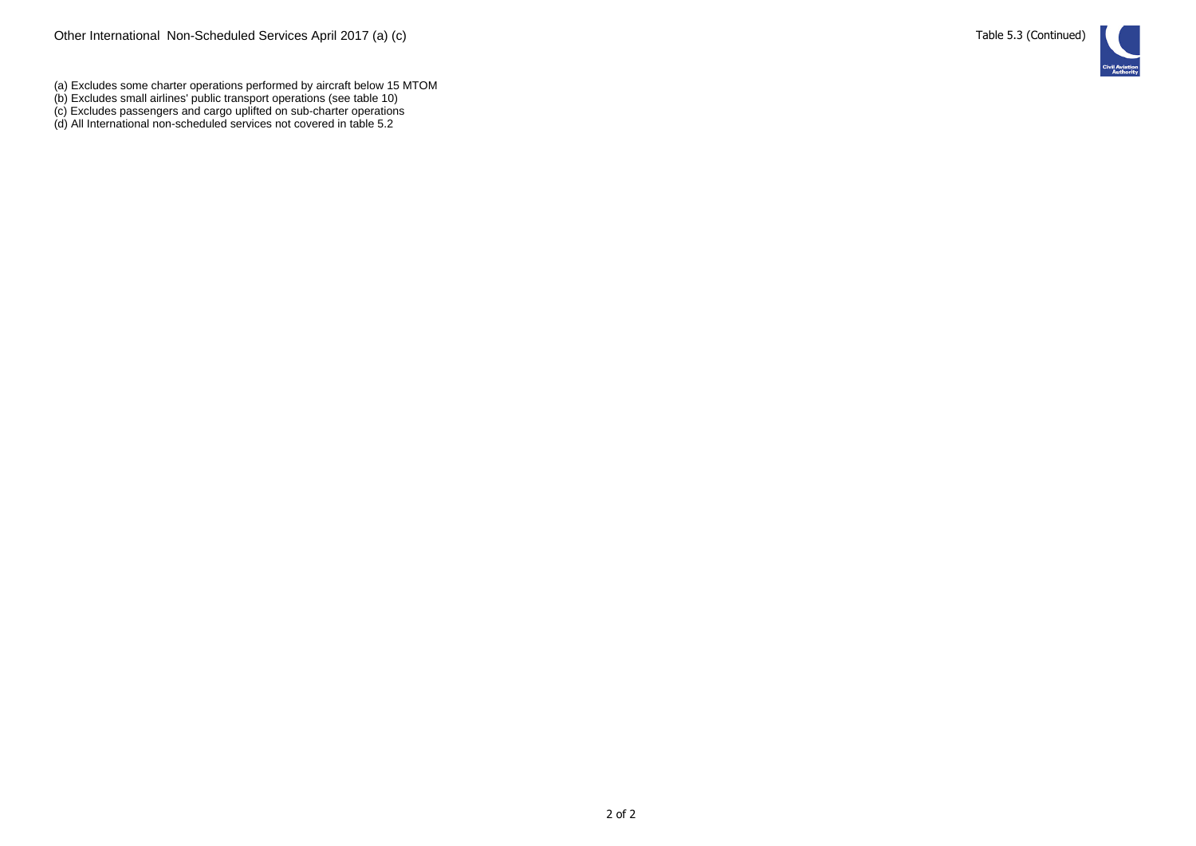Other International Non-Scheduled Services April 2017 (a) (c)

Table 5.3 (Continued)

(a) Excludes some charter operations performed by aircraft below 15 MTOM
(b) Excludes small airlines' public transport operations (see table 10)
(c) Excludes passengers and cargo uplifted on sub-charter operations
(d) All International non-scheduled services not covered in table 5.2